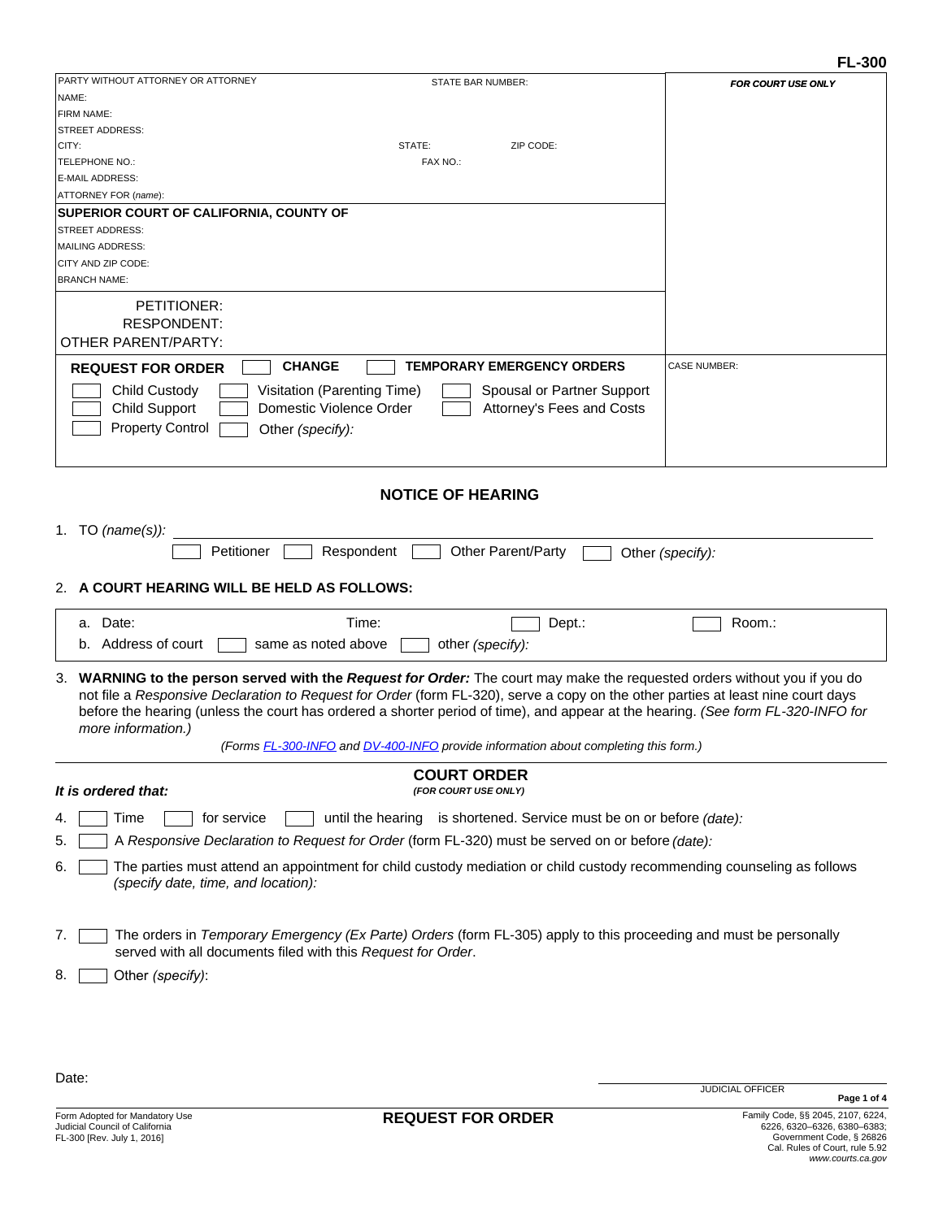FL-300

| PARTY WITHOUT ATTORNEY OR ATTORNEY | STATE BAR NUMBER: | FOR COURT USE ONLY |
|---|---|---|
| NAME: | | |
| FIRM NAME: | | |
| STREET ADDRESS: | | |
| CITY: | STATE: ZIP CODE: | |
| TELEPHONE NO.: | FAX NO.: | |
| E-MAIL ADDRESS: | | |
| ATTORNEY FOR (*name*): | | |

**SUPERIOR COURT OF CALIFORNIA, COUNTY OF**
STREET ADDRESS:
MAILING ADDRESS:
CITY AND ZIP CODE:
BRANCH NAME:

PETITIONER:
RESPONDENT:
OTHER PARENT/PARTY:

**REQUEST FOR ORDER** ☐ **CHANGE** ☐ **TEMPORARY EMERGENCY ORDERS**

☐ Child Custody ☐ Visitation (Parenting Time) ☐ Spousal or Partner Support
☐ Child Support ☐ Domestic Violence Order ☐ Attorney's Fees and Costs
☐ Property Control ☐ Other *(specify)*:

CASE NUMBER:

## NOTICE OF HEARING

1. TO *(name(s))*: ______________________
☐ Petitioner ☐ Respondent ☐ Other Parent/Party ☐ Other *(specify)*:

2. **A COURT HEARING WILL BE HELD AS FOLLOWS:**

a. Date: Time: ☐ Dept.: ☐ Room.:
b. Address of court ☐ same as noted above ☐ other *(specify)*:

3. **WARNING to the person served with the *Request for Order:*** The court may make the requested orders without you if you do not file a *Responsive Declaration to Request for Order* (form FL-320), serve a copy on the other parties at least nine court days before the hearing (unless the court has ordered a shorter period of time), and appear at the hearing. *(See form FL-320-INFO for more information.)*

*(Forms FL-300-INFO and DV-400-INFO provide information about completing this form.)*

## COURT ORDER
***(FOR COURT USE ONLY)***

***It is ordered that:***

4. ☐ Time ☐ for service ☐ until the hearing is shortened. Service must be on or before *(date):*
5. ☐ A *Responsive Declaration to Request for Order* (form FL-320) must be served on or before *(date):*
6. ☐ The parties must attend an appointment for child custody mediation or child custody recommending counseling as follows *(specify date, time, and location):*
7. ☐ The orders in *Temporary Emergency (Ex Parte) Orders* (form FL-305) apply to this proceeding and must be personally served with all documents filed with this *Request for Order*.
8. ☐ Other *(specify)*:

Date: ______________________
JUDICIAL OFFICER

Form Adopted for Mandatory Use
Judicial Council of California
FL-300 [Rev. July 1, 2016]

**REQUEST FOR ORDER**

Family Code, §§ 2045, 2107, 6224, 6226, 6320–6326, 6380–6383;
Government Code, § 26826
Cal. Rules of Court, rule 5.92
*www.courts.ca.gov*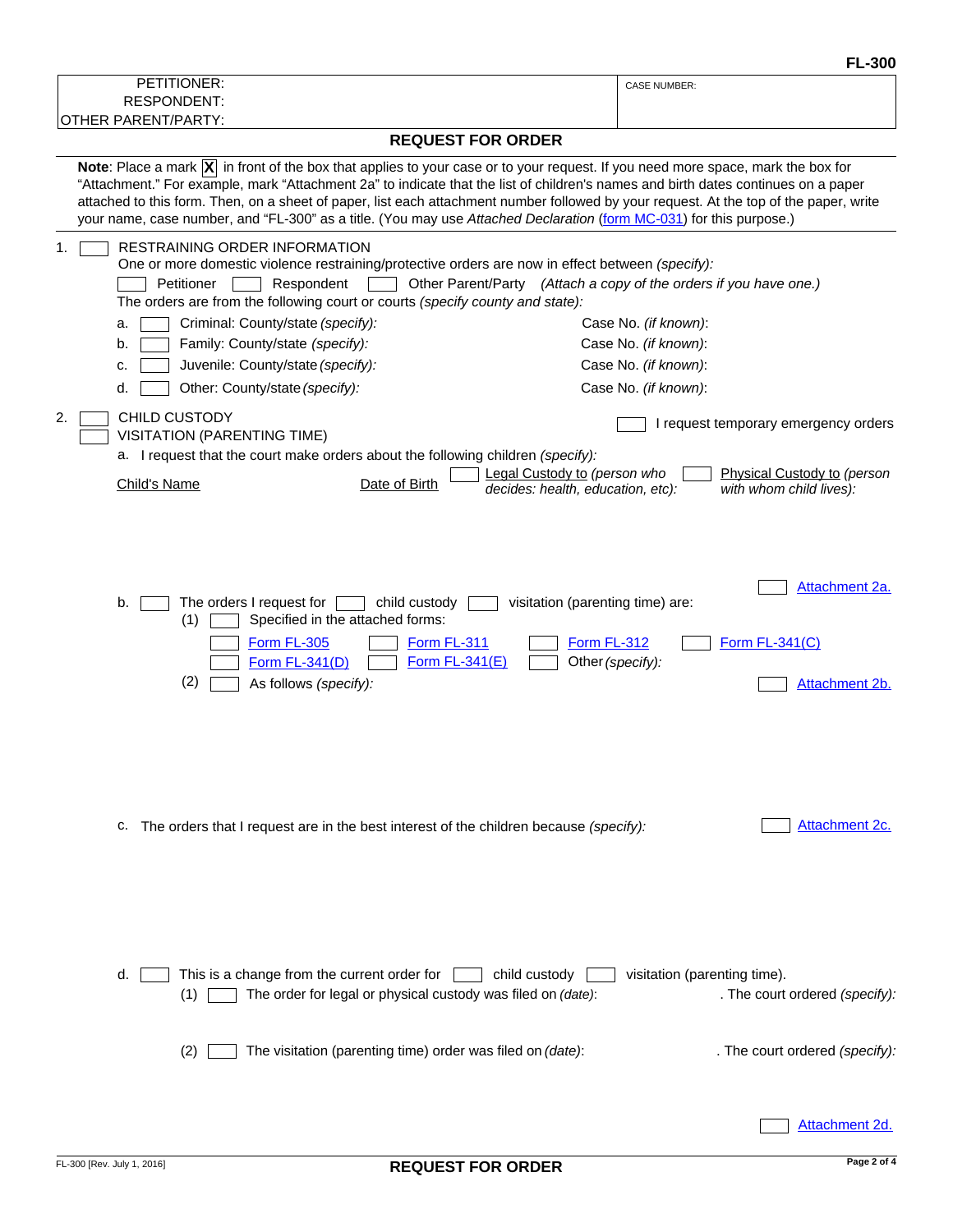FL-300

| PETITIONER: | CASE NUMBER: |
| --- | --- |
| RESPONDENT: | |
| OTHER PARENT/PARTY: | |

## REQUEST FOR ORDER

**Note**: Place a mark **X** in front of the box that applies to your case or to your request. If you need more space, mark the box for "Attachment." For example, mark "Attachment 2a" to indicate that the list of children's names and birth dates continues on a paper attached to this form. Then, on a sheet of paper, list each attachment number followed by your request. At the top of the paper, write your name, case number, and "FL-300" as a title. (You may use *Attached Declaration* (form MC-031) for this purpose.)

1. ☐ RESTRAINING ORDER INFORMATION
   One or more domestic violence restraining/protective orders are now in effect between *(specify):*
   ☐ Petitioner ☐ Respondent ☐ Other Parent/Party *(Attach a copy of the orders if you have one.)*
   The orders are from the following court or courts *(specify county and state):*
   a. ☐ Criminal: County/state *(specify):* Case No. *(if known)*:
   b. ☐ Family: County/state *(specify):* Case No. *(if known)*:
   c. ☐ Juvenile: County/state *(specify):* Case No. *(if known)*:
   d. ☐ Other: County/state *(specify):* Case No. *(if known)*:

2. ☐ CHILD CUSTODY ☐ I request temporary emergency orders
   ☐ VISITATION (PARENTING TIME)
   a. I request that the court make orders about the following children *(specify):*

| Child's Name | Date of Birth | ☐ Legal Custody to *(person who decides: health, education, etc):* | ☐ Physical Custody to *(person with whom child lives):* |
| --- | --- | --- | --- |
| | | | |

☐ Attachment 2a.

   b. ☐ The orders I request for ☐ child custody ☐ visitation (parenting time) are:
      (1) ☐ Specified in the attached forms:
         ☐ Form FL-305 ☐ Form FL-311 ☐ Form FL-312 ☐ Form FL-341(C)
         ☐ Form FL-341(D) ☐ Form FL-341(E) ☐ Other *(specify):*
      (2) ☐ As follows *(specify):* ☐ Attachment 2b.

   c. The orders that I request are in the best interest of the children because *(specify):* ☐ Attachment 2c.

   d. ☐ This is a change from the current order for ☐ child custody ☐ visitation (parenting time).
      (1) ☐ The order for legal or physical custody was filed on *(date)*: . The court ordered *(specify):*

      (2) ☐ The visitation (parenting time) order was filed on *(date)*: . The court ordered *(specify):*

☐ Attachment 2d.

FL-300 [Rev. July 1, 2016] **REQUEST FOR ORDER**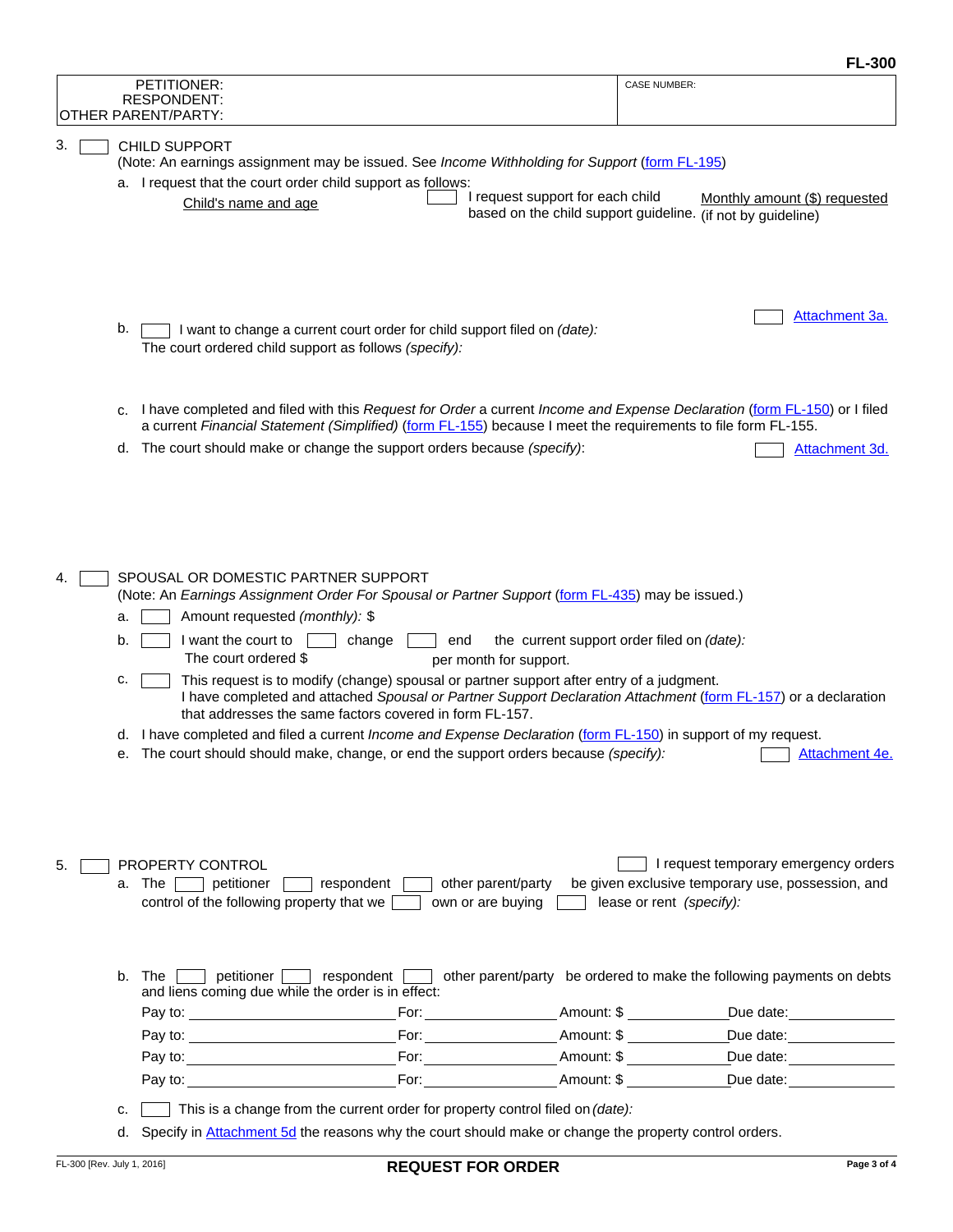**FL-300**

| PETITIONER: RESPONDENT: OTHER PARENT/PARTY: | CASE NUMBER: |
|---|---|

3. ☐ CHILD SUPPORT
(Note: An earnings assignment may be issued. See *Income Withholding for Support* (form FL-195))

a. I request that the court order child support as follows:

| Child's name and age | ☐ I request support for each child based on the child support guideline. | Monthly amount ($) requested (if not by guideline) |
|---|---|---|
| | | |

☐ Attachment 3a.

b. ☐ I want to change a current court order for child support filed on *(date)*:
The court ordered child support as follows *(specify)*:

c. I have completed and filed with this *Request for Order* a current *Income and Expense Declaration* (form FL-150) or I filed a current *Financial Statement (Simplified)* (form FL-155) because I meet the requirements to file form FL-155.

d. The court should make or change the support orders because *(specify)*: ☐ Attachment 3d.

4. ☐ SPOUSAL OR DOMESTIC PARTNER SUPPORT
(Note: An *Earnings Assignment Order For Spousal or Partner Support* (form FL-435) may be issued.)

a. ☐ Amount requested *(monthly)*: $

b. ☐ I want the court to ☐ change ☐ end the current support order filed on *(date)*:
The court ordered $ per month for support.

c. ☐ This request is to modify (change) spousal or partner support after entry of a judgment.
I have completed and attached *Spousal or Partner Support Declaration Attachment* (form FL-157) or a declaration that addresses the same factors covered in form FL-157.

d. I have completed and filed a current *Income and Expense Declaration* (form FL-150) in support of my request.

e. The court should should make, change, or end the support orders because *(specify)*: ☐ Attachment 4e.

5. ☐ PROPERTY CONTROL ☐ I request temporary emergency orders

a. The ☐ petitioner ☐ respondent ☐ other parent/party be given exclusive temporary use, possession, and control of the following property that we ☐ own or are buying ☐ lease or rent *(specify)*:

b. The ☐ petitioner ☐ respondent ☐ other parent/party be ordered to make the following payments on debts and liens coming due while the order is in effect:

| Pay to: | For: | Amount: $ | Due date: |
|---|---|---|---|
| | | | |
| | | | |
| | | | |
| | | | |

c. ☐ This is a change from the current order for property control filed on *(date)*:

d. Specify in Attachment 5d the reasons why the court should make or change the property control orders.

FL-300 [Rev. July 1, 2016] **REQUEST FOR ORDER**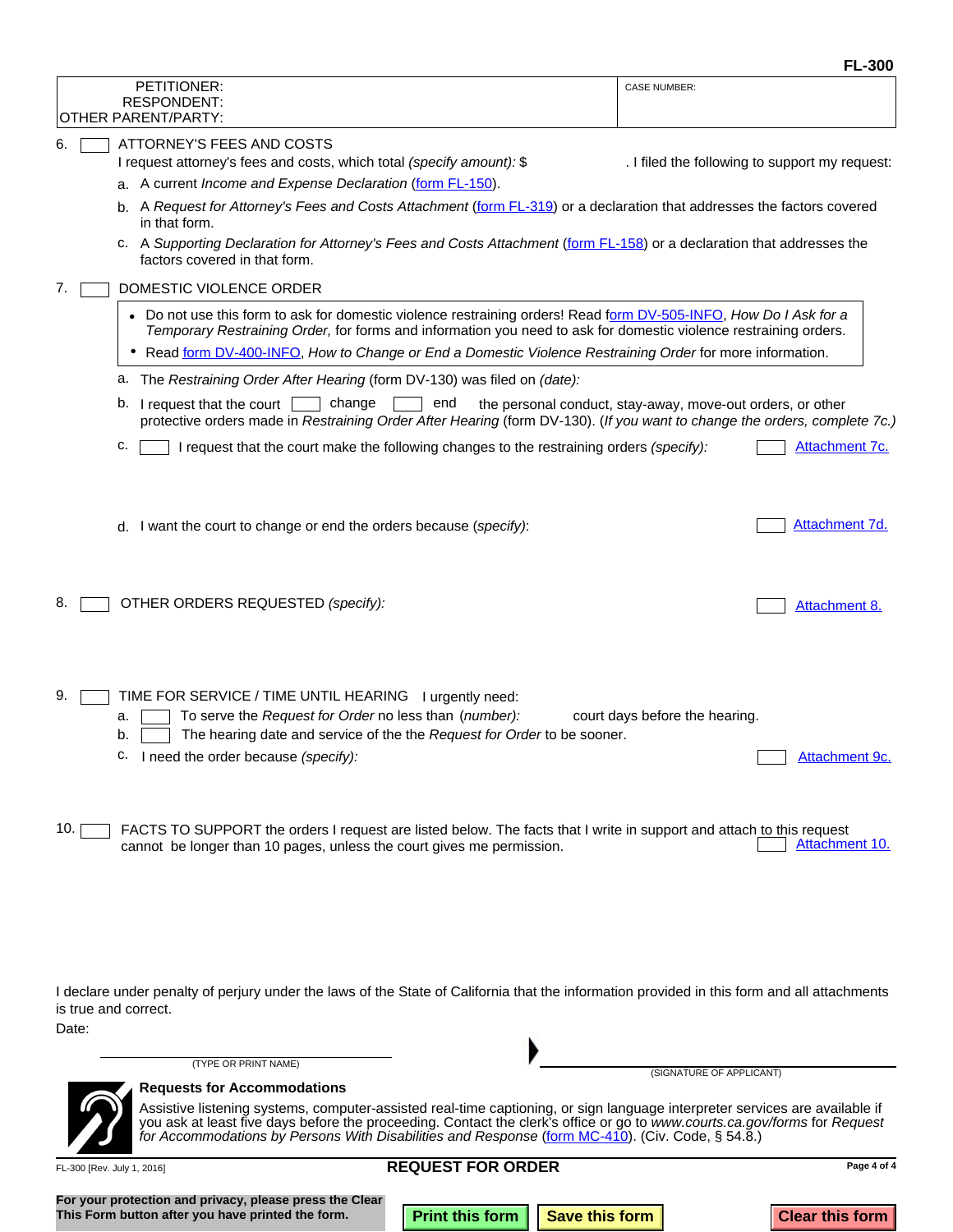FL-300

| PETITIONER:<br>RESPONDENT:<br>OTHER PARENT/PARTY: | CASE NUMBER: |
|---|---|

6. ☐ ATTORNEY'S FEES AND COSTS

   I request attorney's fees and costs, which total *(specify amount):* $ . I filed the following to support my request:

   a. A current *Income and Expense Declaration* (form FL-150).

   b. A *Request for Attorney's Fees and Costs Attachment* (form FL-319) or a declaration that addresses the factors covered in that form.

   c. A *Supporting Declaration for Attorney's Fees and Costs Attachment* (form FL-158) or a declaration that addresses the factors covered in that form.

7. ☐ DOMESTIC VIOLENCE ORDER

   - Do not use this form to ask for domestic violence restraining orders! Read form DV-505-INFO, *How Do I Ask for a Temporary Restraining Order,* for forms and information you need to ask for domestic violence restraining orders.
   - Read form DV-400-INFO, *How to Change or End a Domestic Violence Restraining Order* for more information.

   a. The *Restraining Order After Hearing* (form DV-130) was filed on *(date):*

   b. I request that the court ☐ change ☐ end the personal conduct, stay-away, move-out orders, or other protective orders made in *Restraining Order After Hearing* (form DV-130). (*If you want to change the orders, complete 7c.)*

   c. ☐ I request that the court make the following changes to the restraining orders *(specify):* ☐ Attachment 7c.

   d. I want the court to change or end the orders because (*specify*): ☐ Attachment 7d.

8. ☐ OTHER ORDERS REQUESTED *(specify):* ☐ Attachment 8.

9. ☐ TIME FOR SERVICE / TIME UNTIL HEARING I urgently need:

   a. ☐ To serve the *Request for Order* no less than *(number):* court days before the hearing.

   b. ☐ The hearing date and service of the the *Request for Order* to be sooner.

   c. I need the order because *(specify):* ☐ Attachment 9c.

10. ☐ FACTS TO SUPPORT the orders I request are listed below. The facts that I write in support and attach to this request cannot be longer than 10 pages, unless the court gives me permission. ☐ Attachment 10.

I declare under penalty of perjury under the laws of the State of California that the information provided in this form and all attachments is true and correct.

Date:

\_\_\_\_\_\_\_\_\_\_\_\_\_\_\_\_\_\_\_\_\_\_\_\_\_\_\_\_\_\_ ▶ \_\_\_\_\_\_\_\_\_\_\_\_\_\_\_\_\_\_\_\_\_\_\_\_\_\_\_\_\_\_

(TYPE OR PRINT NAME) (SIGNATURE OF APPLICANT)

**Requests for Accommodations**

Assistive listening systems, computer-assisted real-time captioning, or sign language interpreter services are available if you ask at least five days before the proceeding. Contact the clerk's office or go to *www.courts.ca.gov/forms* for *Request for Accommodations by Persons With Disabilities and Response* (form MC-410). (Civ. Code, § 54.8.)

FL-300 [Rev. July 1, 2016] **REQUEST FOR ORDER**

**For your protection and privacy, please press the Clear This Form button after you have printed the form.**

Print this form | Save this form | Clear this form